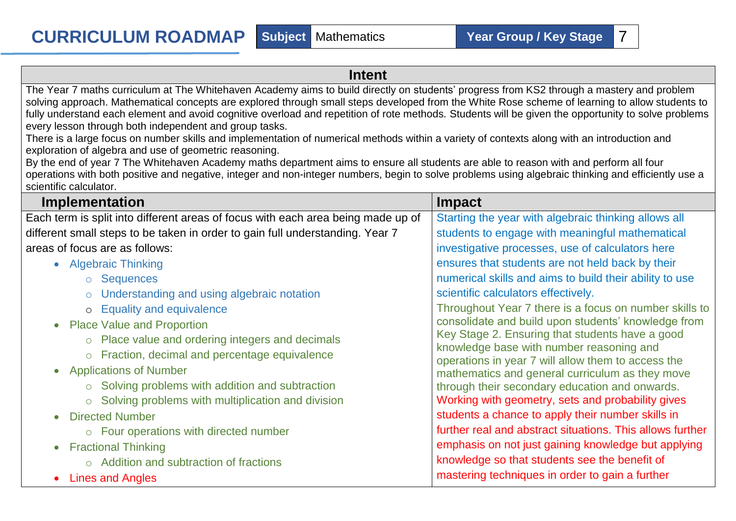# CURRICULUM ROADMAP

| Subject | Mathematics | Year Group / Key Stage | 7 |
|---|---|---|---|

## Intent

The Year 7 maths curriculum at The Whitehaven Academy aims to build directly on students' progress from KS2 through a mastery and problem solving approach. Mathematical concepts are explored through small steps developed from the White Rose scheme of learning to allow students to fully understand each element and avoid cognitive overload and repetition of rote methods. Students will be given the opportunity to solve problems every lesson through both independent and group tasks.

There is a large focus on number skills and implementation of numerical methods within a variety of contexts along with an introduction and exploration of algebra and use of geometric reasoning.

By the end of year 7 The Whitehaven Academy maths department aims to ensure all students are able to reason with and perform all four operations with both positive and negative, integer and non-integer numbers, begin to solve problems using algebraic thinking and efficiently use a scientific calculator.

| Implementation | Impact |
|---|---|
| Each term is split into different areas of focus with each area being made up of different small steps to be taken in order to gain full understanding. Year 7 areas of focus are as follows:<br>• Algebraic Thinking<br>  ○ Sequences<br>  ○ Understanding and using algebraic notation<br>  ○ Equality and equivalence<br>• Place Value and Proportion<br>  ○ Place value and ordering integers and decimals<br>  ○ Fraction, decimal and percentage equivalence<br>• Applications of Number<br>  ○ Solving problems with addition and subtraction<br>  ○ Solving problems with multiplication and division<br>• Directed Number<br>  ○ Four operations with directed number<br>• Fractional Thinking<br>  ○ Addition and subtraction of fractions<br>• Lines and Angles | Starting the year with algebraic thinking allows all students to engage with meaningful mathematical investigative processes, use of calculators here ensures that students are not held back by their numerical skills and aims to build their ability to use scientific calculators effectively.<br>Throughout Year 7 there is a focus on number skills to consolidate and build upon students' knowledge from Key Stage 2. Ensuring that students have a good knowledge base with number reasoning and operations in year 7 will allow them to access the mathematics and general curriculum as they move through their secondary education and onwards.<br>Working with geometry, sets and probability gives students a chance to apply their number skills in further real and abstract situations. This allows further emphasis on not just gaining knowledge but applying knowledge so that students see the benefit of mastering techniques in order to gain a further |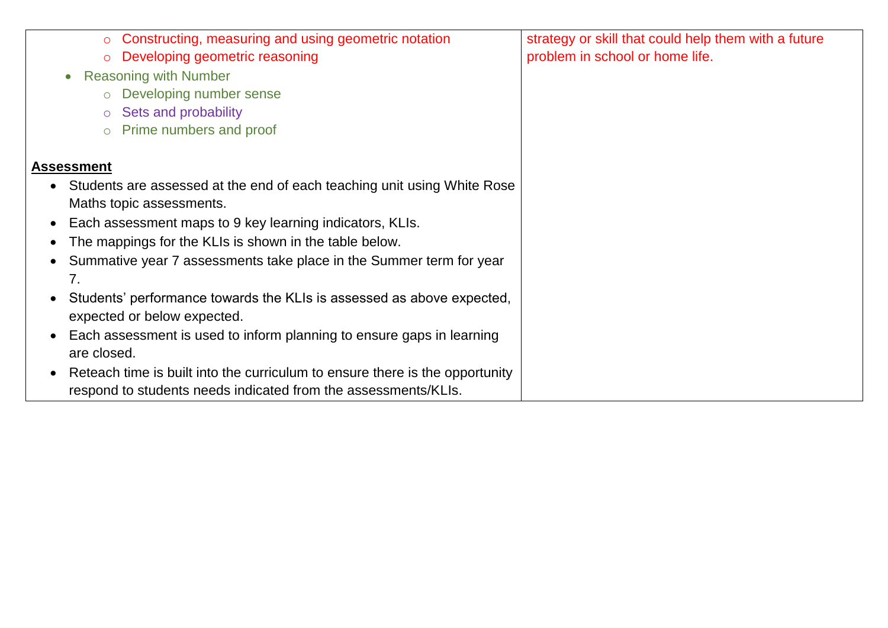| | |
|---|---|
| ○ Constructing, measuring and using geometric notation<br>○ Developing geometric reasoning<br>• Reasoning with Number<br>○ Developing number sense<br>○ Sets and probability<br>○ Prime numbers and proof<br><br>**Assessment**<br>• Students are assessed at the end of each teaching unit using White Rose Maths topic assessments.<br>• Each assessment maps to 9 key learning indicators, KLIs.<br>• The mappings for the KLIs is shown in the table below.<br>• Summative year 7 assessments take place in the Summer term for year 7.<br>• Students' performance towards the KLIs is assessed as above expected, expected or below expected.<br>• Each assessment is used to inform planning to ensure gaps in learning are closed.<br>• Reteach time is built into the curriculum to ensure there is the opportunity respond to students needs indicated from the assessments/KLIs. | strategy or skill that could help them with a future problem in school or home life. |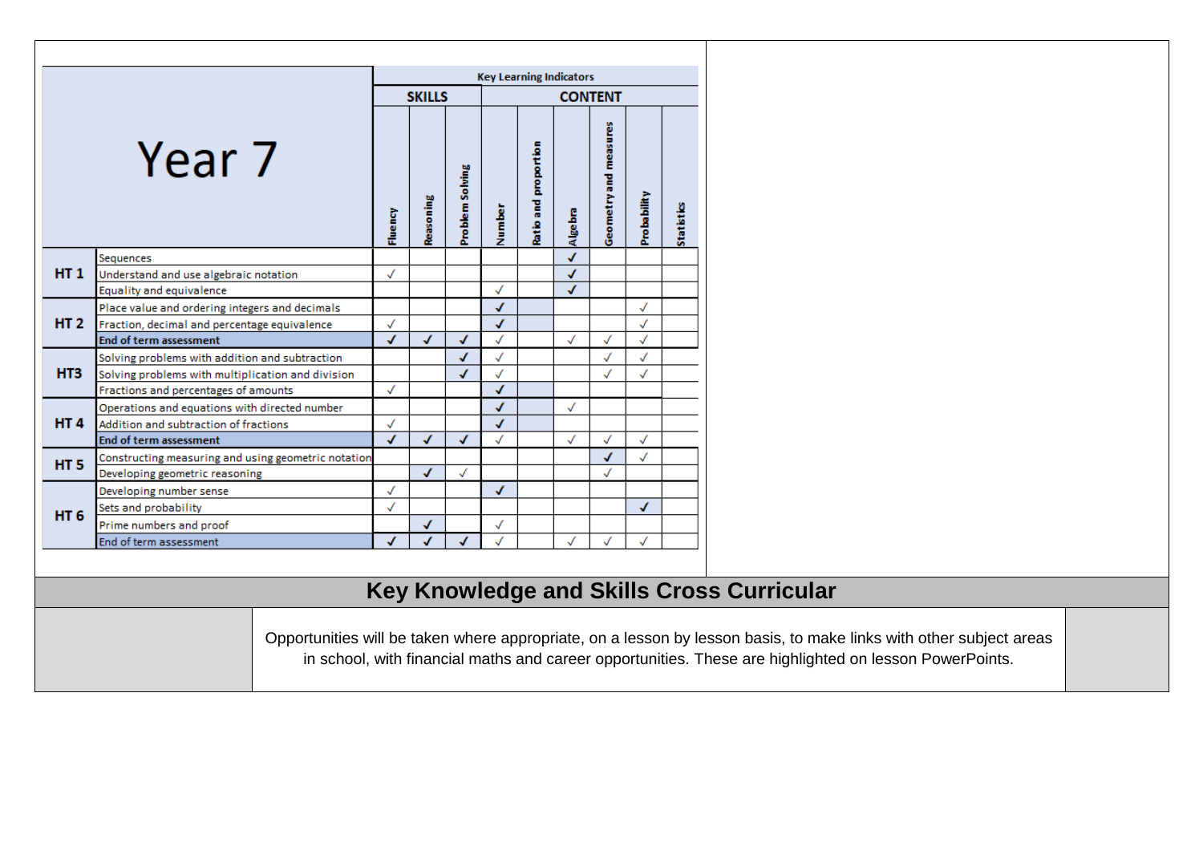| Year 7 | | Key Learning Indicators | | | | | | | | |
|---|---|---|---|---|---|---|---|---|---|---|
| | | SKILLS | | | CONTENT | | | | | |
| | | Fluency | Reasoning | Problem Solving | Number | Ratio and proportion | Algebra | Geometry and measures | Probability | Statistics |
| HT 1 | Sequences | | | | | | ✓ | | | |
| | Understand and use algebraic notation | ✓ | | | | | ✓ | | | |
| | Equality and equivalence | | | | ✓ | | ✓ | | | |
| HT 2 | Place value and ordering integers and decimals | | | | ✓ | | | | ✓ | |
| | Fraction, decimal and percentage equivalence | ✓ | | | ✓ | | | | ✓ | |
| | **End of term assessment** | ✓ | ✓ | ✓ | ✓ | | ✓ | ✓ | ✓ | |
| HT3 | Solving problems with addition and subtraction | | | ✓ | ✓ | | | ✓ | ✓ | |
| | Solving problems with multiplication and division | | | ✓ | ✓ | | | ✓ | ✓ | |
| | Fractions and percentages of amounts | ✓ | | | ✓ | | | | | |
| HT 4 | Operations and equations with directed number | | | | ✓ | | ✓ | | | |
| | Addition and subtraction of fractions | ✓ | | | ✓ | | | | | |
| | **End of term assessment** | ✓ | ✓ | ✓ | ✓ | | ✓ | ✓ | ✓ | |
| HT 5 | Constructing measuring and using geometric notation | | | | | | | ✓ | ✓ | |
| | Developing geometric reasoning | | ✓ | ✓ | | | | ✓ | | |
| HT 6 | Developing number sense | ✓ | | | ✓ | | | | | |
| | Sets and probability | ✓ | | | | | | | ✓ | |
| | Prime numbers and proof | | ✓ | | ✓ | | | | | |
| | End of term assessment | ✓ | ✓ | ✓ | ✓ | | ✓ | ✓ | ✓ | |

## Key Knowledge and Skills Cross Curricular

Opportunities will be taken where appropriate, on a lesson by lesson basis, to make links with other subject areas in school, with financial maths and career opportunities. These are highlighted on lesson PowerPoints.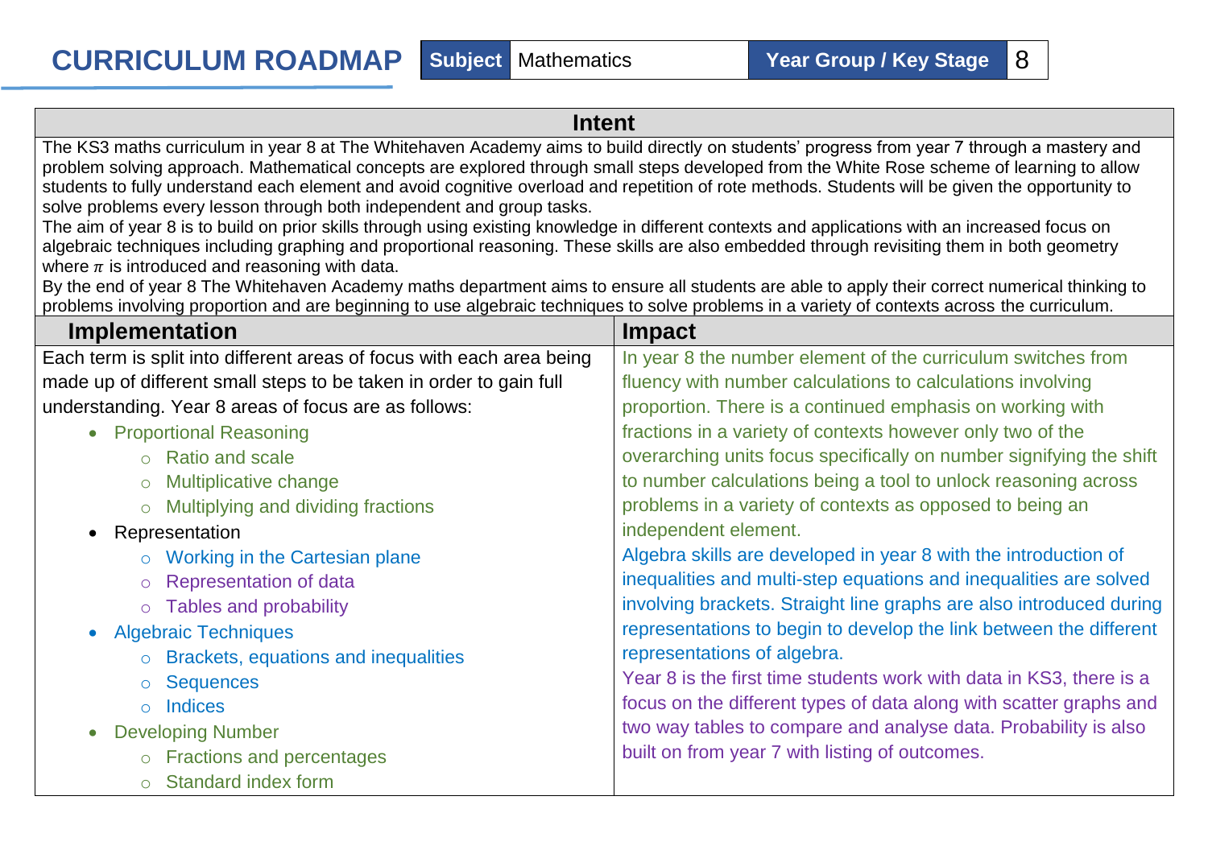# CURRICULUM ROADMAP

| Subject | Mathematics | Year Group / Key Stage | 8 |
|---|---|---|---|

## Intent

The KS3 maths curriculum in year 8 at The Whitehaven Academy aims to build directly on students' progress from year 7 through a mastery and problem solving approach. Mathematical concepts are explored through small steps developed from the White Rose scheme of learning to allow students to fully understand each element and avoid cognitive overload and repetition of rote methods. Students will be given the opportunity to solve problems every lesson through both independent and group tasks.
The aim of year 8 is to build on prior skills through using existing knowledge in different contexts and applications with an increased focus on algebraic techniques including graphing and proportional reasoning. These skills are also embedded through revisiting them in both geometry where $\pi$ is introduced and reasoning with data.
By the end of year 8 The Whitehaven Academy maths department aims to ensure all students are able to apply their correct numerical thinking to problems involving proportion and are beginning to use algebraic techniques to solve problems in a variety of contexts across the curriculum.

## Implementation

Each term is split into different areas of focus with each area being made up of different small steps to be taken in order to gain full understanding. Year 8 areas of focus are as follows:

- Proportional Reasoning
  - Ratio and scale
  - Multiplicative change
  - Multiplying and dividing fractions
- Representation
  - Working in the Cartesian plane
  - Representation of data
  - Tables and probability
- Algebraic Techniques
  - Brackets, equations and inequalities
  - Sequences
  - Indices
- Developing Number
  - Fractions and percentages
  - Standard index form

## Impact

In year 8 the number element of the curriculum switches from fluency with number calculations to calculations involving proportion. There is a continued emphasis on working with fractions in a variety of contexts however only two of the overarching units focus specifically on number signifying the shift to number calculations being a tool to unlock reasoning across problems in a variety of contexts as opposed to being an independent element.

Algebra skills are developed in year 8 with the introduction of inequalities and multi-step equations and inequalities are solved involving brackets. Straight line graphs are also introduced during representations to begin to develop the link between the different representations of algebra.

Year 8 is the first time students work with data in KS3, there is a focus on the different types of data along with scatter graphs and two way tables to compare and analyse data. Probability is also built on from year 7 with listing of outcomes.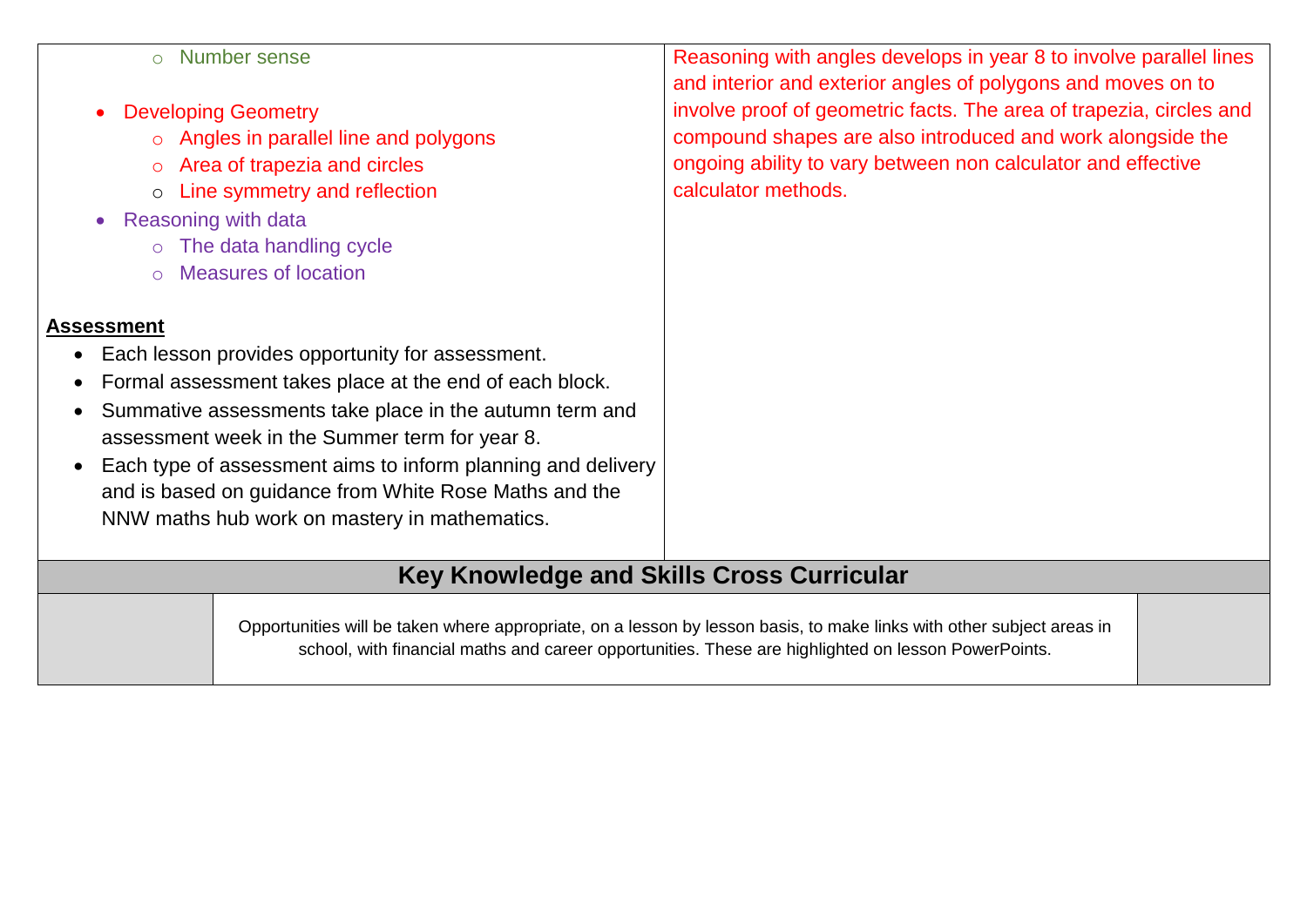| | |
|---|---|
| ○ Number sense<br><br>• Developing Geometry<br>  ○ Angles in parallel line and polygons<br>  ○ Area of trapezia and circles<br>  ○ Line symmetry and reflection<br>• Reasoning with data<br>  ○ The data handling cycle<br>  ○ Measures of location<br><br>**Assessment**<br>• Each lesson provides opportunity for assessment.<br>• Formal assessment takes place at the end of each block.<br>• Summative assessments take place in the autumn term and assessment week in the Summer term for year 8.<br>• Each type of assessment aims to inform planning and delivery and is based on guidance from White Rose Maths and the NNW maths hub work on mastery in mathematics. | Reasoning with angles develops in year 8 to involve parallel lines and interior and exterior angles of polygons and moves on to involve proof of geometric facts. The area of trapezia, circles and compound shapes are also introduced and work alongside the ongoing ability to vary between non calculator and effective calculator methods. |

## Key Knowledge and Skills Cross Curricular

| | | |
|---|---|---|
| | Opportunities will be taken where appropriate, on a lesson by lesson basis, to make links with other subject areas in school, with financial maths and career opportunities. These are highlighted on lesson PowerPoints. | |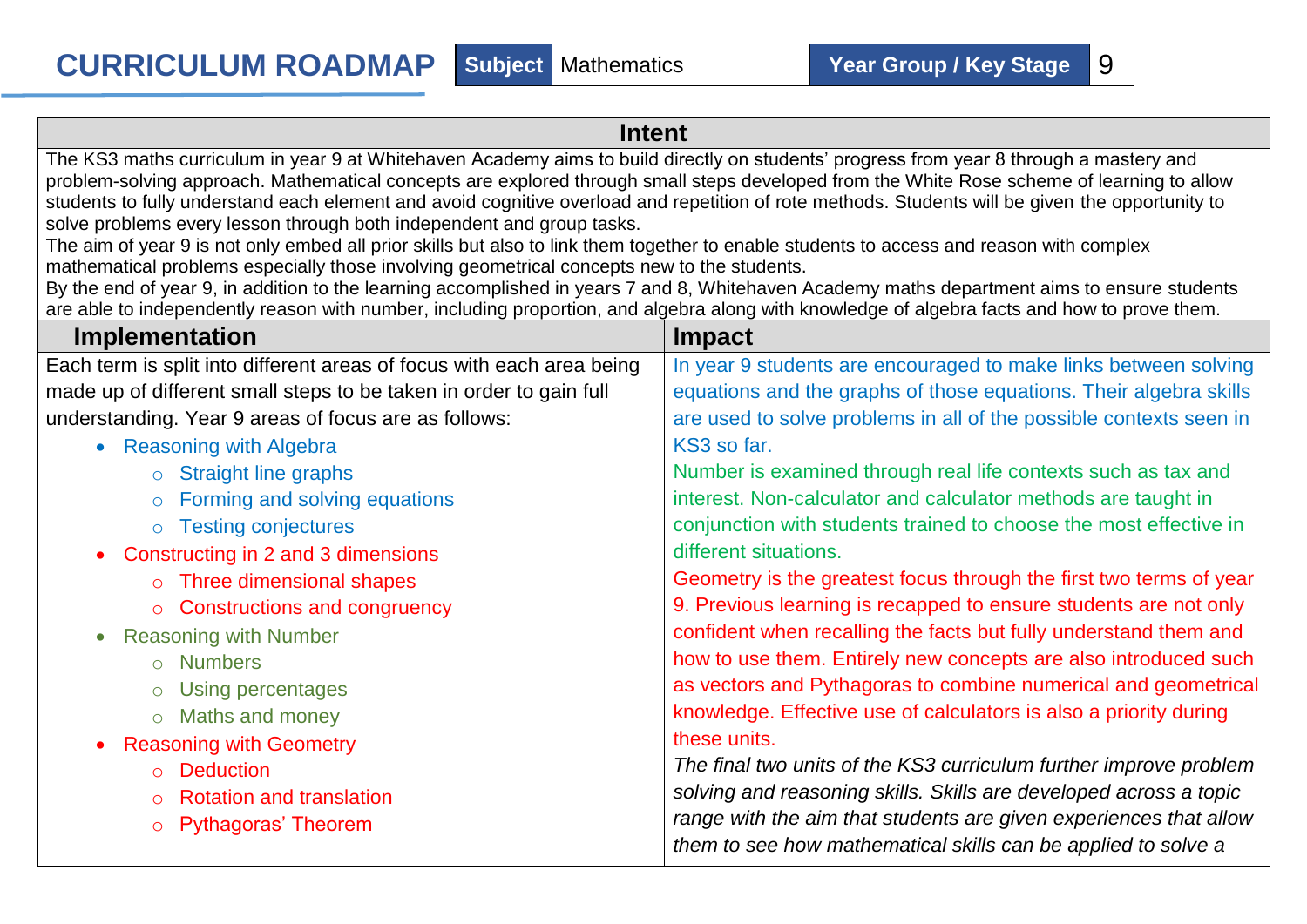# CURRICULUM ROADMAP

| Subject | Mathematics | Year Group / Key Stage | 9 |
|---|---|---|---|

## Intent

The KS3 maths curriculum in year 9 at Whitehaven Academy aims to build directly on students' progress from year 8 through a mastery and problem-solving approach. Mathematical concepts are explored through small steps developed from the White Rose scheme of learning to allow students to fully understand each element and avoid cognitive overload and repetition of rote methods. Students will be given the opportunity to solve problems every lesson through both independent and group tasks.

The aim of year 9 is not only embed all prior skills but also to link them together to enable students to access and reason with complex mathematical problems especially those involving geometrical concepts new to the students.

By the end of year 9, in addition to the learning accomplished in years 7 and 8, Whitehaven Academy maths department aims to ensure students are able to independently reason with number, including proportion, and algebra along with knowledge of algebra facts and how to prove them.

| Implementation | Impact |
|---|---|
| Each term is split into different areas of focus with each area being made up of different small steps to be taken in order to gain full understanding. Year 9 areas of focus are as follows:<br>• Reasoning with Algebra<br>  ○ Straight line graphs<br>  ○ Forming and solving equations<br>  ○ Testing conjectures<br>• Constructing in 2 and 3 dimensions<br>  ○ Three dimensional shapes<br>  ○ Constructions and congruency<br>• Reasoning with Number<br>  ○ Numbers<br>  ○ Using percentages<br>  ○ Maths and money<br>• Reasoning with Geometry<br>  ○ Deduction<br>  ○ Rotation and translation<br>  ○ Pythagoras' Theorem | In year 9 students are encouraged to make links between solving equations and the graphs of those equations. Their algebra skills are used to solve problems in all of the possible contexts seen in KS3 so far.<br>Number is examined through real life contexts such as tax and interest. Non-calculator and calculator methods are taught in conjunction with students trained to choose the most effective in different situations.<br>Geometry is the greatest focus through the first two terms of year 9. Previous learning is recapped to ensure students are not only confident when recalling the facts but fully understand them and how to use them. Entirely new concepts are also introduced such as vectors and Pythagoras to combine numerical and geometrical knowledge. Effective use of calculators is also a priority during these units.<br>*The final two units of the KS3 curriculum further improve problem solving and reasoning skills. Skills are developed across a topic range with the aim that students are given experiences that allow them to see how mathematical skills can be applied to solve a* |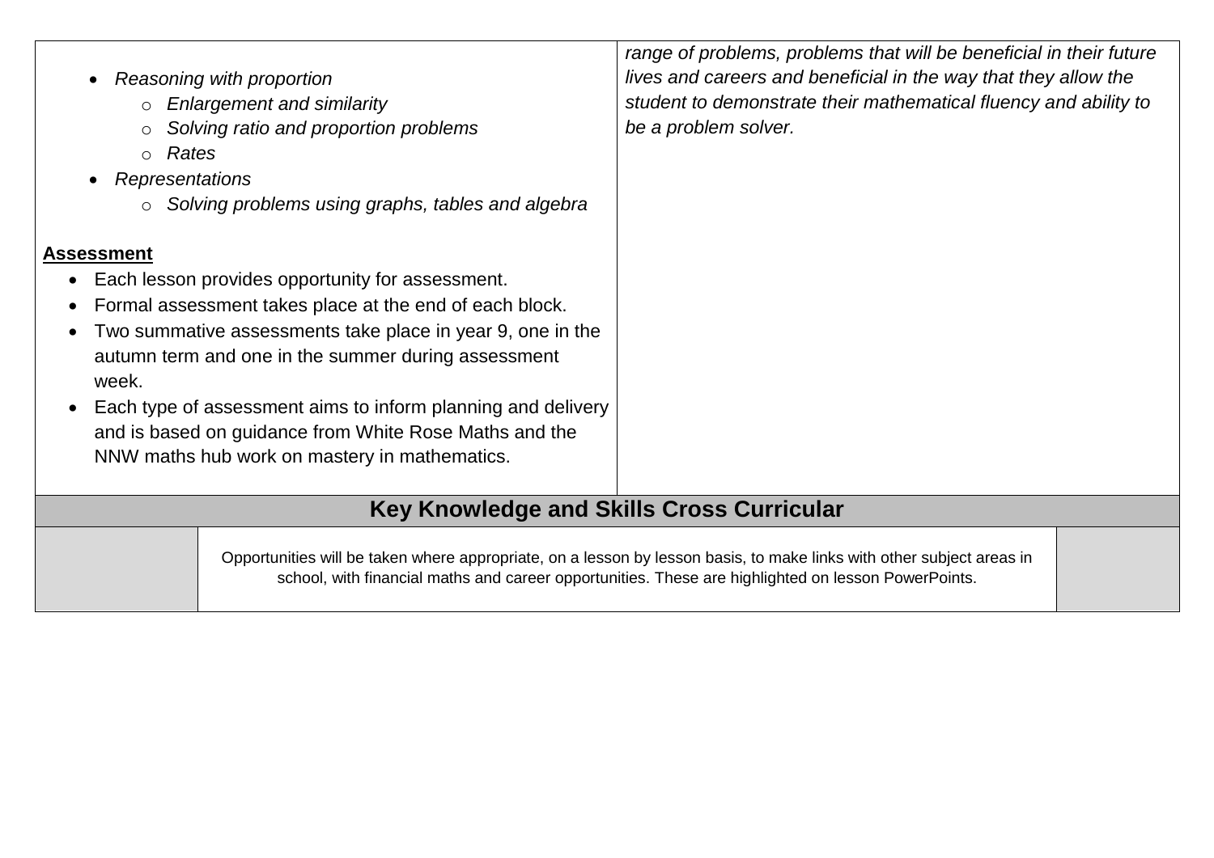| | |
|---|---|
| • *Reasoning with proportion*<br>  ○ *Enlargement and similarity*<br>  ○ *Solving ratio and proportion problems*<br>  ○ *Rates*<br>• *Representations*<br>  ○ *Solving problems using graphs, tables and algebra*<br><br>**Assessment**<br>• Each lesson provides opportunity for assessment.<br>• Formal assessment takes place at the end of each block.<br>• Two summative assessments take place in year 9, one in the autumn term and one in the summer during assessment week.<br>• Each type of assessment aims to inform planning and delivery and is based on guidance from White Rose Maths and the NNW maths hub work on mastery in mathematics. | *range of problems, problems that will be beneficial in their future lives and careers and beneficial in the way that they allow the student to demonstrate their mathematical fluency and ability to be a problem solver.* |

## Key Knowledge and Skills Cross Curricular

| | | |
|---|---|---|
| | Opportunities will be taken where appropriate, on a lesson by lesson basis, to make links with other subject areas in school, with financial maths and career opportunities. These are highlighted on lesson PowerPoints. | |